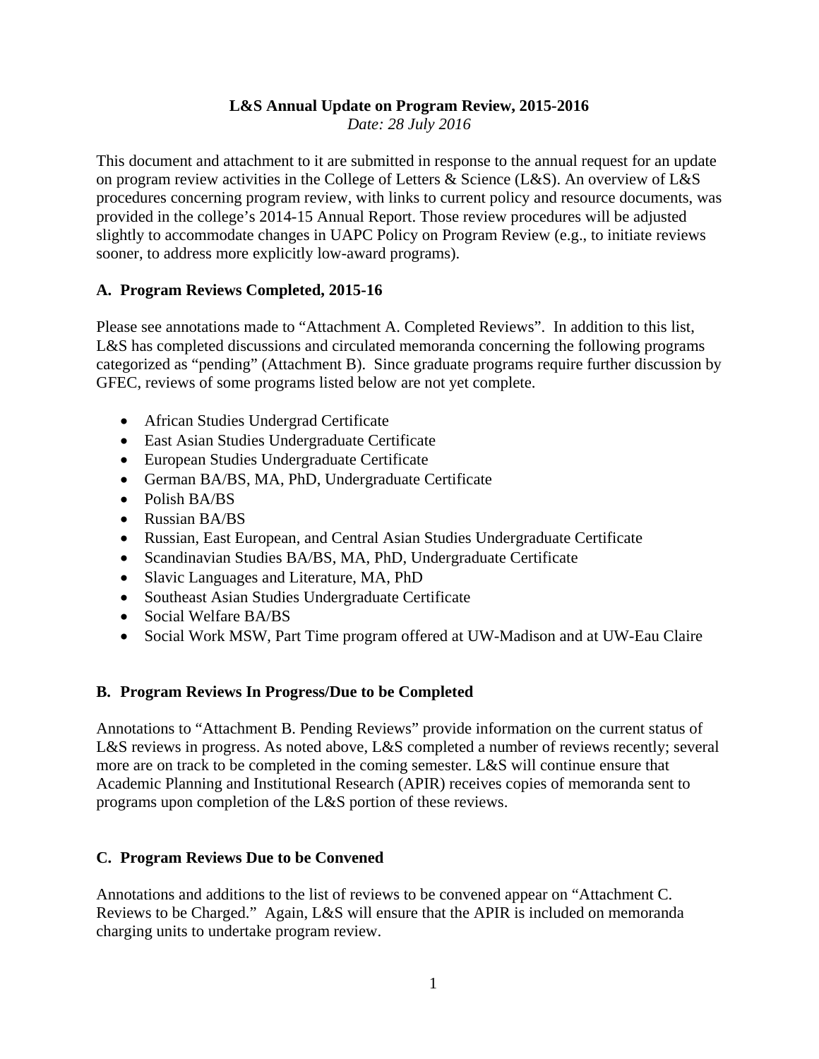**L&S Annual Update on Program Review, 2015-2016**
*Date: 28 July 2016*

This document and attachment to it are submitted in response to the annual request for an update on program review activities in the College of Letters & Science (L&S). An overview of L&S procedures concerning program review, with links to current policy and resource documents, was provided in the college's 2014-15 Annual Report. Those review procedures will be adjusted slightly to accommodate changes in UAPC Policy on Program Review (e.g., to initiate reviews sooner, to address more explicitly low-award programs).

## A. Program Reviews Completed, 2015-16

Please see annotations made to "Attachment A. Completed Reviews". In addition to this list, L&S has completed discussions and circulated memoranda concerning the following programs categorized as "pending" (Attachment B). Since graduate programs require further discussion by GFEC, reviews of some programs listed below are not yet complete.

- African Studies Undergrad Certificate
- East Asian Studies Undergraduate Certificate
- European Studies Undergraduate Certificate
- German BA/BS, MA, PhD, Undergraduate Certificate
- Polish BA/BS
- Russian BA/BS
- Russian, East European, and Central Asian Studies Undergraduate Certificate
- Scandinavian Studies BA/BS, MA, PhD, Undergraduate Certificate
- Slavic Languages and Literature, MA, PhD
- Southeast Asian Studies Undergraduate Certificate
- Social Welfare BA/BS
- Social Work MSW, Part Time program offered at UW-Madison and at UW-Eau Claire

## B. Program Reviews In Progress/Due to be Completed

Annotations to "Attachment B. Pending Reviews" provide information on the current status of L&S reviews in progress. As noted above, L&S completed a number of reviews recently; several more are on track to be completed in the coming semester. L&S will continue ensure that Academic Planning and Institutional Research (APIR) receives copies of memoranda sent to programs upon completion of the L&S portion of these reviews.

## C. Program Reviews Due to be Convened

Annotations and additions to the list of reviews to be convened appear on "Attachment C. Reviews to be Charged." Again, L&S will ensure that the APIR is included on memoranda charging units to undertake program review.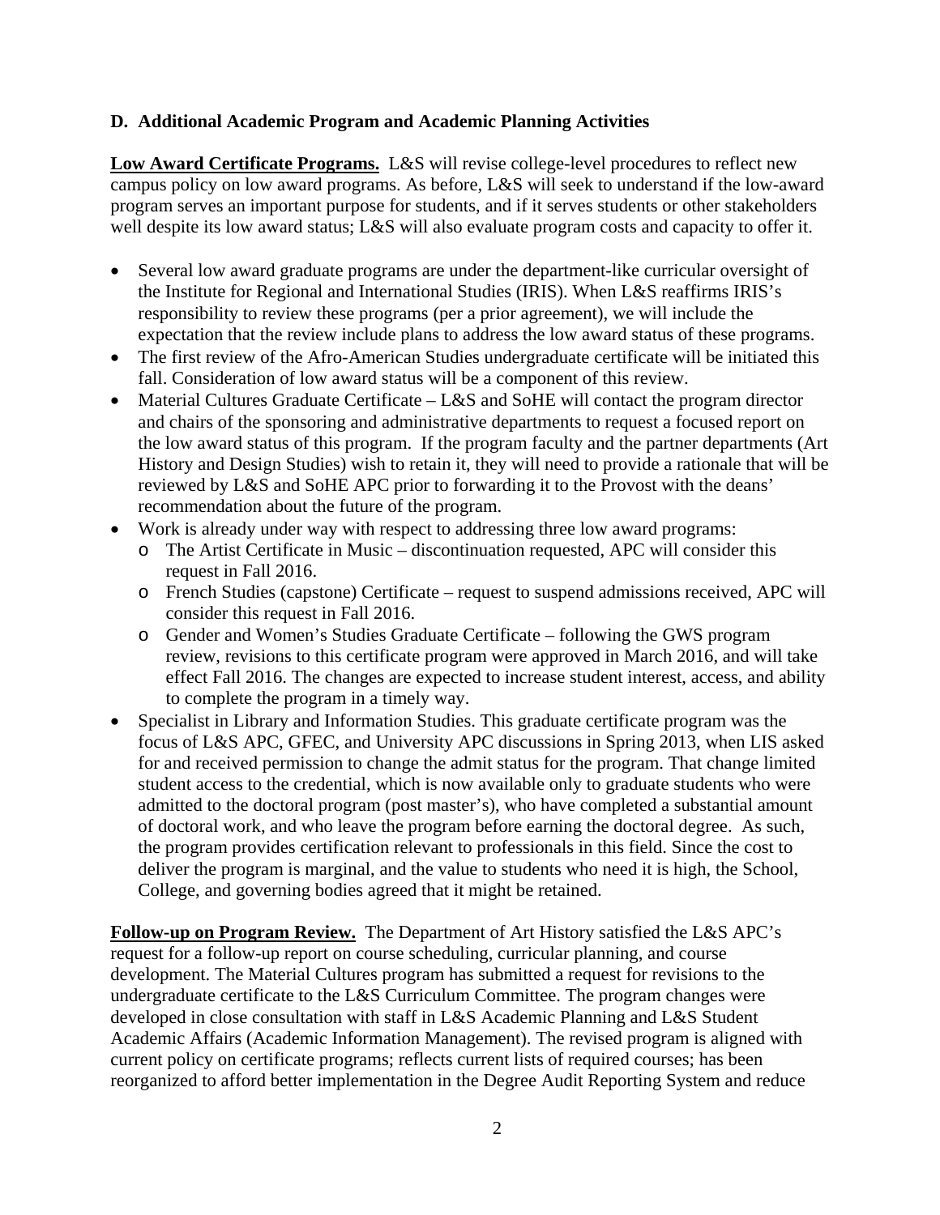**D. Additional Academic Program and Academic Planning Activities**

**Low Award Certificate Programs.** L&S will revise college-level procedures to reflect new campus policy on low award programs. As before, L&S will seek to understand if the low-award program serves an important purpose for students, and if it serves students or other stakeholders well despite its low award status; L&S will also evaluate program costs and capacity to offer it.

- Several low award graduate programs are under the department-like curricular oversight of the Institute for Regional and International Studies (IRIS). When L&S reaffirms IRIS's responsibility to review these programs (per a prior agreement), we will include the expectation that the review include plans to address the low award status of these programs.
- The first review of the Afro-American Studies undergraduate certificate will be initiated this fall. Consideration of low award status will be a component of this review.
- Material Cultures Graduate Certificate – L&S and SoHE will contact the program director and chairs of the sponsoring and administrative departments to request a focused report on the low award status of this program. If the program faculty and the partner departments (Art History and Design Studies) wish to retain it, they will need to provide a rationale that will be reviewed by L&S and SoHE APC prior to forwarding it to the Provost with the deans' recommendation about the future of the program.
- Work is already under way with respect to addressing three low award programs:
  - The Artist Certificate in Music – discontinuation requested, APC will consider this request in Fall 2016.
  - French Studies (capstone) Certificate – request to suspend admissions received, APC will consider this request in Fall 2016.
  - Gender and Women's Studies Graduate Certificate – following the GWS program review, revisions to this certificate program were approved in March 2016, and will take effect Fall 2016. The changes are expected to increase student interest, access, and ability to complete the program in a timely way.
- Specialist in Library and Information Studies. This graduate certificate program was the focus of L&S APC, GFEC, and University APC discussions in Spring 2013, when LIS asked for and received permission to change the admit status for the program. That change limited student access to the credential, which is now available only to graduate students who were admitted to the doctoral program (post master's), who have completed a substantial amount of doctoral work, and who leave the program before earning the doctoral degree. As such, the program provides certification relevant to professionals in this field. Since the cost to deliver the program is marginal, and the value to students who need it is high, the School, College, and governing bodies agreed that it might be retained.

**Follow-up on Program Review.** The Department of Art History satisfied the L&S APC's request for a follow-up report on course scheduling, curricular planning, and course development. The Material Cultures program has submitted a request for revisions to the undergraduate certificate to the L&S Curriculum Committee. The program changes were developed in close consultation with staff in L&S Academic Planning and L&S Student Academic Affairs (Academic Information Management). The revised program is aligned with current policy on certificate programs; reflects current lists of required courses; has been reorganized to afford better implementation in the Degree Audit Reporting System and reduce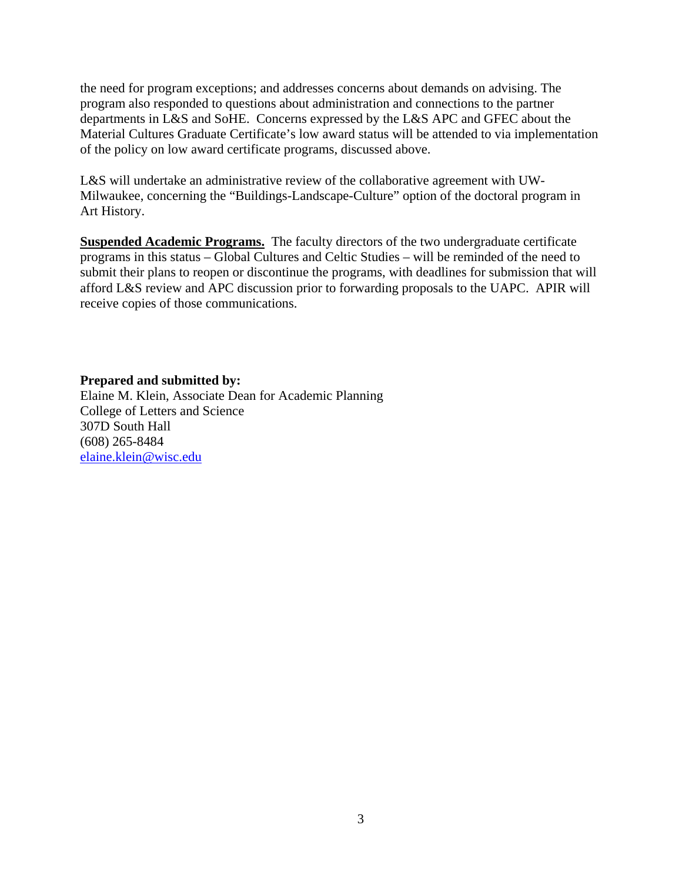the need for program exceptions; and addresses concerns about demands on advising. The program also responded to questions about administration and connections to the partner departments in L&S and SoHE. Concerns expressed by the L&S APC and GFEC about the Material Cultures Graduate Certificate's low award status will be attended to via implementation of the policy on low award certificate programs, discussed above.

L&S will undertake an administrative review of the collaborative agreement with UW-Milwaukee, concerning the "Buildings-Landscape-Culture" option of the doctoral program in Art History.

**Suspended Academic Programs.** The faculty directors of the two undergraduate certificate programs in this status – Global Cultures and Celtic Studies – will be reminded of the need to submit their plans to reopen or discontinue the programs, with deadlines for submission that will afford L&S review and APC discussion prior to forwarding proposals to the UAPC. APIR will receive copies of those communications.

**Prepared and submitted by:**
Elaine M. Klein, Associate Dean for Academic Planning
College of Letters and Science
307D South Hall
(608) 265-8484
elaine.klein@wisc.edu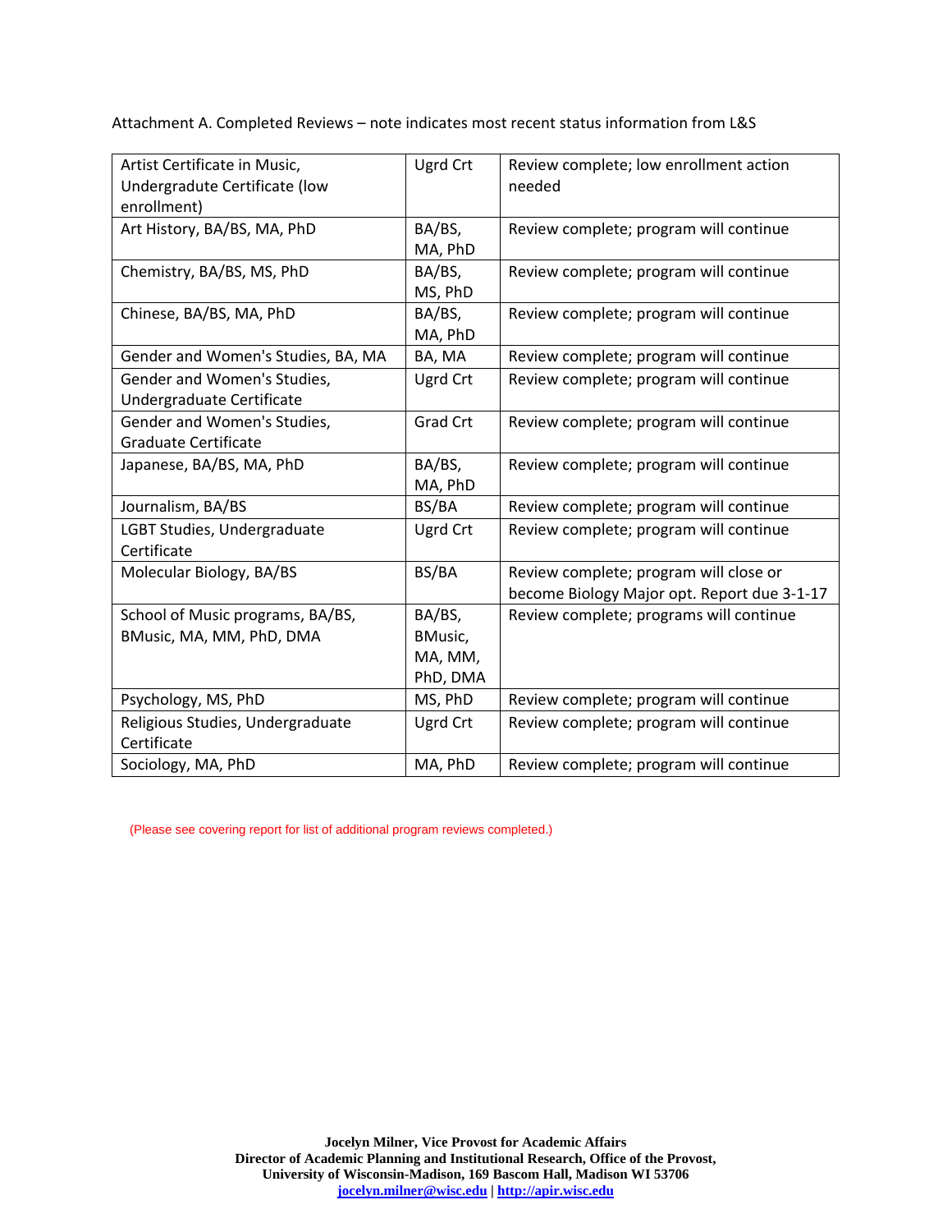Attachment A. Completed Reviews – note indicates most recent status information from L&S

| Program | Degree | Status |
|---|---|---|
| Artist Certificate in Music, Undergradute Certificate (low enrollment) | Ugrd Crt | Review complete; low enrollment action needed |
| Art History, BA/BS, MA, PhD | BA/BS, MA, PhD | Review complete; program will continue |
| Chemistry, BA/BS, MS, PhD | BA/BS, MS, PhD | Review complete; program will continue |
| Chinese, BA/BS, MA, PhD | BA/BS, MA, PhD | Review complete; program will continue |
| Gender and Women's Studies, BA, MA | BA, MA | Review complete; program will continue |
| Gender and Women's Studies, Undergraduate Certificate | Ugrd Crt | Review complete; program will continue |
| Gender and Women's Studies, Graduate Certificate | Grad Crt | Review complete; program will continue |
| Japanese, BA/BS, MA, PhD | BA/BS, MA, PhD | Review complete; program will continue |
| Journalism, BA/BS | BS/BA | Review complete; program will continue |
| LGBT Studies, Undergraduate Certificate | Ugrd Crt | Review complete; program will continue |
| Molecular Biology, BA/BS | BS/BA | Review complete; program will close or become Biology Major opt. Report due 3-1-17 |
| School of Music programs, BA/BS, BMusic, MA, MM, PhD, DMA | BA/BS, BMusic, MA, MM, PhD, DMA | Review complete; programs will continue |
| Psychology, MS, PhD | MS, PhD | Review complete; program will continue |
| Religious Studies, Undergraduate Certificate | Ugrd Crt | Review complete; program will continue |
| Sociology, MA, PhD | MA, PhD | Review complete; program will continue |

(Please see covering report for list of additional program reviews completed.)

**Jocelyn Milner, Vice Provost for Academic Affairs**
**Director of Academic Planning and Institutional Research, Office of the Provost,**
**University of Wisconsin-Madison, 169 Bascom Hall, Madison WI 53706**
**jocelyn.milner@wisc.edu | http://apir.wisc.edu**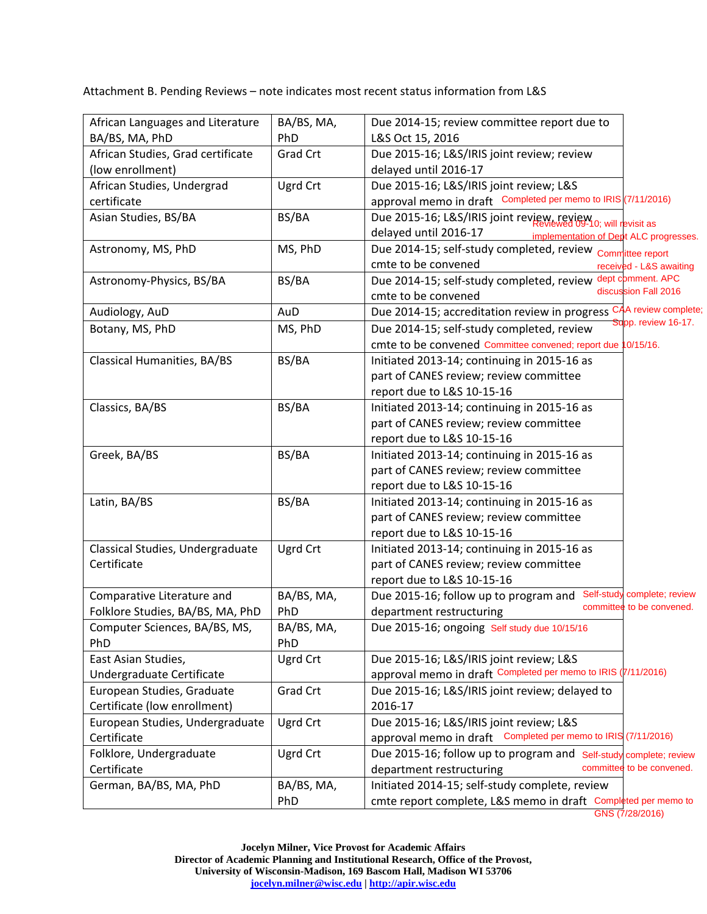Attachment B. Pending Reviews – note indicates most recent status information from L&S

| | | | |
|---|---|---|---|
| African Languages and Literature BA/BS, MA, PhD | BA/BS, MA, PhD | Due 2014-15; review committee report due to L&S Oct 15, 2016 | |
| African Studies, Grad certificate (low enrollment) | Grad Crt | Due 2015-16; L&S/IRIS joint review; review delayed until 2016-17 | |
| African Studies, Undergrad certificate | Ugrd Crt | Due 2015-16; L&S/IRIS joint review; L&S approval memo in draft | Completed per memo to IRIS (7/11/2016) |
| Asian Studies, BS/BA | BS/BA | Due 2015-16; L&S/IRIS joint review, review delayed until 2016-17 | Reviewed 09-10; will revisit as implementation of Dept ALC progresses. |
| Astronomy, MS, PhD | MS, PhD | Due 2014-15; self-study completed, review cmte to be convened | Committee report received - L&S awaiting dept comment. APC discussion Fall 2016 |
| Astronomy-Physics, BS/BA | BS/BA | Due 2014-15; self-study completed, review cmte to be convened | |
| Audiology, AuD | AuD | Due 2014-15; accreditation review in progress | CAA review complete; Supp. review 16-17. |
| Botany, MS, PhD | MS, PhD | Due 2014-15; self-study completed, review cmte to be convened | Committee convened; report due 10/15/16. |
| Classical Humanities, BA/BS | BS/BA | Initiated 2013-14; continuing in 2015-16 as part of CANES review; review committee report due to L&S 10-15-16 | |
| Classics, BA/BS | BS/BA | Initiated 2013-14; continuing in 2015-16 as part of CANES review; review committee report due to L&S 10-15-16 | |
| Greek, BA/BS | BS/BA | Initiated 2013-14; continuing in 2015-16 as part of CANES review; review committee report due to L&S 10-15-16 | |
| Latin, BA/BS | BS/BA | Initiated 2013-14; continuing in 2015-16 as part of CANES review; review committee report due to L&S 10-15-16 | |
| Classical Studies, Undergraduate Certificate | Ugrd Crt | Initiated 2013-14; continuing in 2015-16 as part of CANES review; review committee report due to L&S 10-15-16 | |
| Comparative Literature and Folklore Studies, BA/BS, MA, PhD | BA/BS, MA, PhD | Due 2015-16; follow up to program and department restructuring | Self-study complete; review committee to be convened. |
| Computer Sciences, BA/BS, MS, PhD | BA/BS, MA, PhD | Due 2015-16; ongoing | Self study due 10/15/16 |
| East Asian Studies, Undergraduate Certificate | Ugrd Crt | Due 2015-16; L&S/IRIS joint review; L&S approval memo in draft | Completed per memo to IRIS (7/11/2016) |
| European Studies, Graduate Certificate (low enrollment) | Grad Crt | Due 2015-16; L&S/IRIS joint review; delayed to 2016-17 | |
| European Studies, Undergraduate Certificate | Ugrd Crt | Due 2015-16; L&S/IRIS joint review; L&S approval memo in draft | Completed per memo to IRIS (7/11/2016) |
| Folklore, Undergraduate Certificate | Ugrd Crt | Due 2015-16; follow up to program and department restructuring | Self-study complete; review committee to be convened. |
| German, BA/BS, MA, PhD | BA/BS, MA, PhD | Initiated 2014-15; self-study complete, review cmte report complete, L&S memo in draft | Completed per memo to GNS (7/28/2016) |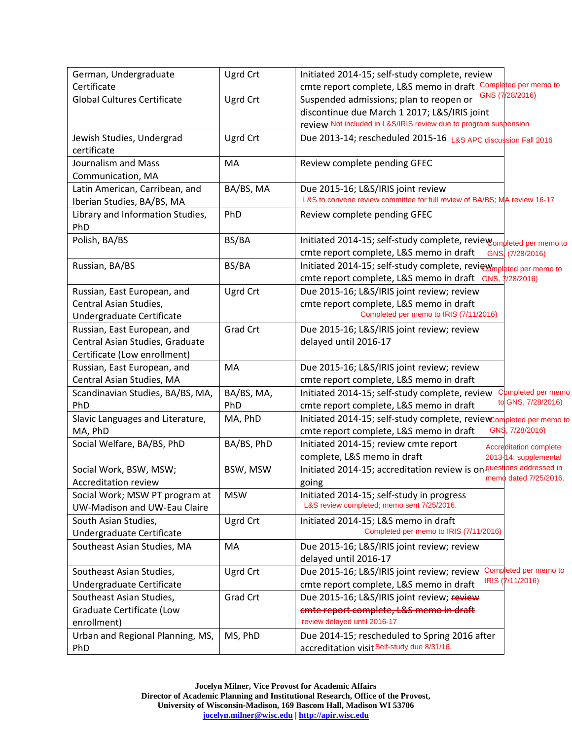| German, Undergraduate Certificate | Ugrd Crt | Initiated 2014-15; self-study complete, review cmte report complete, L&S memo in draft Completed per memo to GNS (7/28/2016) |
|---|---|---|
| Global Cultures Certificate | Ugrd Crt | Suspended admissions; plan to reopen or discontinue due March 1 2017; L&S/IRIS joint review Not included in L&S/IRIS review due to program suspension |
| Jewish Studies, Undergrad certificate | Ugrd Crt | Due 2013-14; rescheduled 2015-16 L&S APC discussion Fall 2016 |
| Journalism and Mass Communication, MA | MA | Review complete pending GFEC |
| Latin American, Carribean, and Iberian Studies, BA/BS, MA | BA/BS, MA | Due 2015-16; L&S/IRIS joint review L&S to convene review committee for full review of BA/BS; MA review 16-17 |
| Library and Information Studies, PhD | PhD | Review complete pending GFEC |
| Polish, BA/BS | BS/BA | Initiated 2014-15; self-study complete, review cmte report complete, L&S memo in draft Completed per memo to GNS (7/28/2016) |
| Russian, BA/BS | BS/BA | Initiated 2014-15; self-study complete, review cmte report complete, L&S memo in draft Completed per memo to GNS, 7/28/2016) |
| Russian, East European, and Central Asian Studies, Undergraduate Certificate | Ugrd Crt | Due 2015-16; L&S/IRIS joint review; review cmte report complete, L&S memo in draft Completed per memo to IRIS (7/11/2016) |
| Russian, East European, and Central Asian Studies, Graduate Certificate (Low enrollment) | Grad Crt | Due 2015-16; L&S/IRIS joint review; review delayed until 2016-17 |
| Russian, East European, and Central Asian Studies, MA | MA | Due 2015-16; L&S/IRIS joint review; review cmte report complete, L&S memo in draft |
| Scandinavian Studies, BA/BS, MA, PhD | BA/BS, MA, PhD | Initiated 2014-15; self-study complete, review cmte report complete, L&S memo in draft Completed per memo to GNS, 7/28/2016) |
| Slavic Languages and Literature, MA, PhD | MA, PhD | Initiated 2014-15; self-study complete, review cmte report complete, L&S memo in draft Completed per memo to GNS, 7/28/2016) |
| Social Welfare, BA/BS, PhD | BA/BS, PhD | Initiated 2014-15; review cmte report complete, L&S memo in draft |
| Social Work, BSW, MSW; Accreditation review | BSW, MSW | Initiated 2014-15; accreditation review is on-going Accreditation complete 2013-14; supplemental questions addressed in memo dated 7/25/2016. |
| Social Work; MSW PT program at UW-Madison and UW-Eau Claire | MSW | Initiated 2014-15; self-study in progress L&S review completed; memo sent 7/25/2016. |
| South Asian Studies, Undergraduate Certificate | Ugrd Crt | Initiated 2014-15; L&S memo in draft Completed per memo to IRIS (7/11/2016) |
| Southeast Asian Studies, MA | MA | Due 2015-16; L&S/IRIS joint review; review delayed until 2016-17 |
| Southeast Asian Studies, Undergraduate Certificate | Ugrd Crt | Due 2015-16; L&S/IRIS joint review; review cmte report complete, L&S memo in draft Completed per memo to IRIS (7/11/2016) |
| Southeast Asian Studies, Graduate Certificate (Low enrollment) | Grad Crt | Due 2015-16; L&S/IRIS joint review; ~~review cmte report complete, L&S memo in draft~~ review delayed until 2016-17 |
| Urban and Regional Planning, MS, PhD | MS, PhD | Due 2014-15; rescheduled to Spring 2016 after accreditation visit Self-study due 8/31/16. |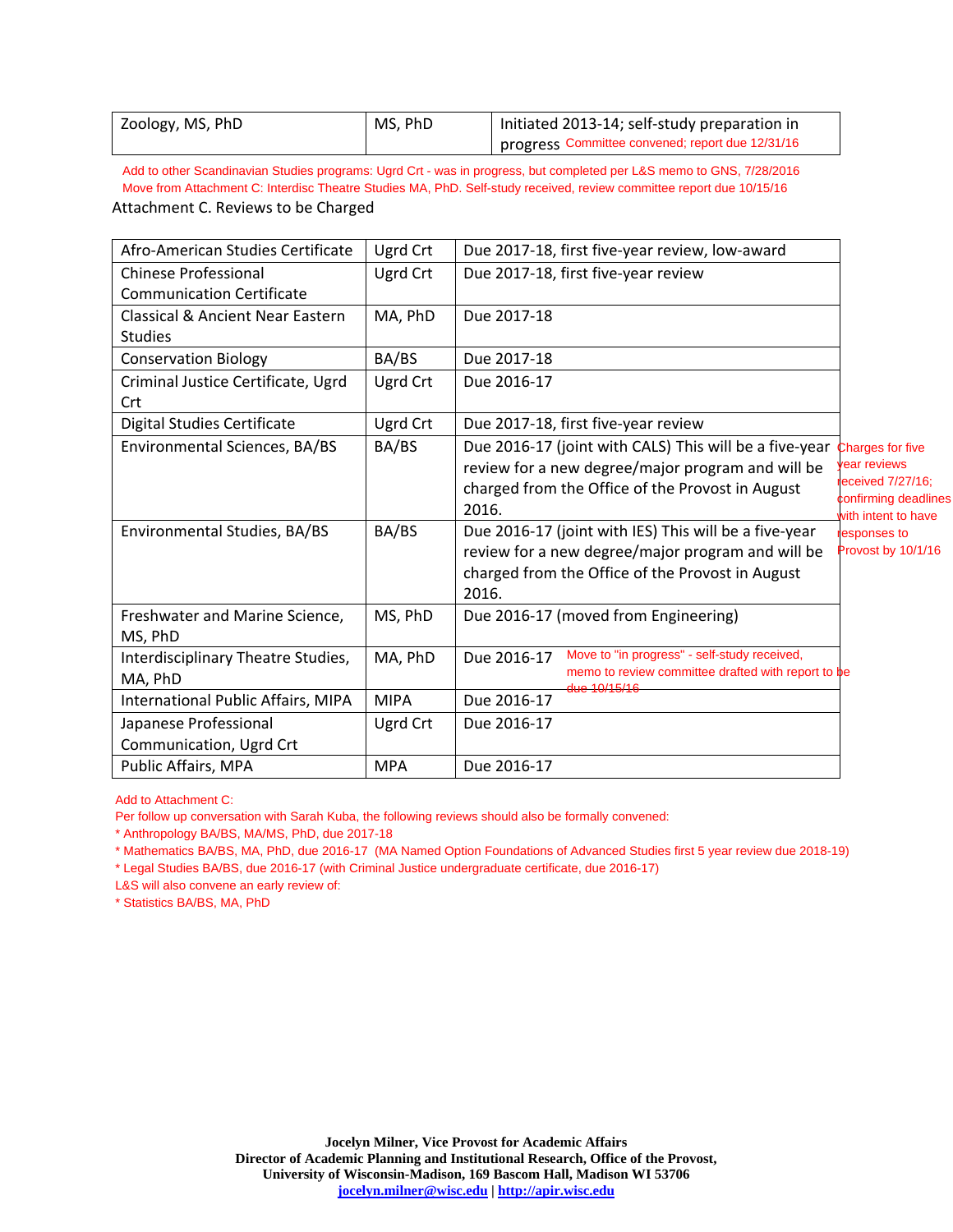| Zoology, MS, PhD | MS, PhD | Initiated 2013-14; self-study preparation in progress Committee convened; report due 12/31/16 |
|---|---|---|

Add to other Scandinavian Studies programs: Ugrd Crt - was in progress, but completed per L&S memo to GNS, 7/28/2016

Move from Attachment C: Interdisc Theatre Studies MA, PhD. Self-study received, review committee report due 10/15/16

Attachment C. Reviews to be Charged

| Afro-American Studies Certificate | Ugrd Crt | Due 2017-18, first five-year review, low-award |
|---|---|---|
| Chinese Professional Communication Certificate | Ugrd Crt | Due 2017-18, first five-year review |
| Classical & Ancient Near Eastern Studies | MA, PhD | Due 2017-18 |
| Conservation Biology | BA/BS | Due 2017-18 |
| Criminal Justice Certificate, Ugrd Crt | Ugrd Crt | Due 2016-17 |
| Digital Studies Certificate | Ugrd Crt | Due 2017-18, first five-year review |
| Environmental Sciences, BA/BS | BA/BS | Due 2016-17 (joint with CALS) This will be a five-year review for a new degree/major program and will be charged from the Office of the Provost in August 2016. |
| Environmental Studies, BA/BS | BA/BS | Due 2016-17 (joint with IES) This will be a five-year review for a new degree/major program and will be charged from the Office of the Provost in August 2016. |
| Freshwater and Marine Science, MS, PhD | MS, PhD | Due 2016-17 (moved from Engineering) |
| Interdisciplinary Theatre Studies, MA, PhD | MA, PhD | Due 2016-17 Move to "in progress" - self-study received, memo to review committee drafted with report to be due 10/15/16 |
| International Public Affairs, MIPA | MIPA | Due 2016-17 |
| Japanese Professional Communication, Ugrd Crt | Ugrd Crt | Due 2016-17 |
| Public Affairs, MPA | MPA | Due 2016-17 |

Charges for five year reviews received 7/27/16; confirming deadlines with intent to have responses to Provost by 10/1/16

Add to Attachment C:

Per follow up conversation with Sarah Kuba, the following reviews should also be formally convened:

* Anthropology BA/BS, MA/MS, PhD, due 2017-18
* Mathematics BA/BS, MA, PhD, due 2016-17 (MA Named Option Foundations of Advanced Studies first 5 year review due 2018-19)
* Legal Studies BA/BS, due 2016-17 (with Criminal Justice undergraduate certificate, due 2016-17)

L&S will also convene an early review of:

* Statistics BA/BS, MA, PhD

**Jocelyn Milner, Vice Provost for Academic Affairs**
**Director of Academic Planning and Institutional Research, Office of the Provost,**
**University of Wisconsin-Madison, 169 Bascom Hall, Madison WI 53706**
**jocelyn.milner@wisc.edu | http://apir.wisc.edu**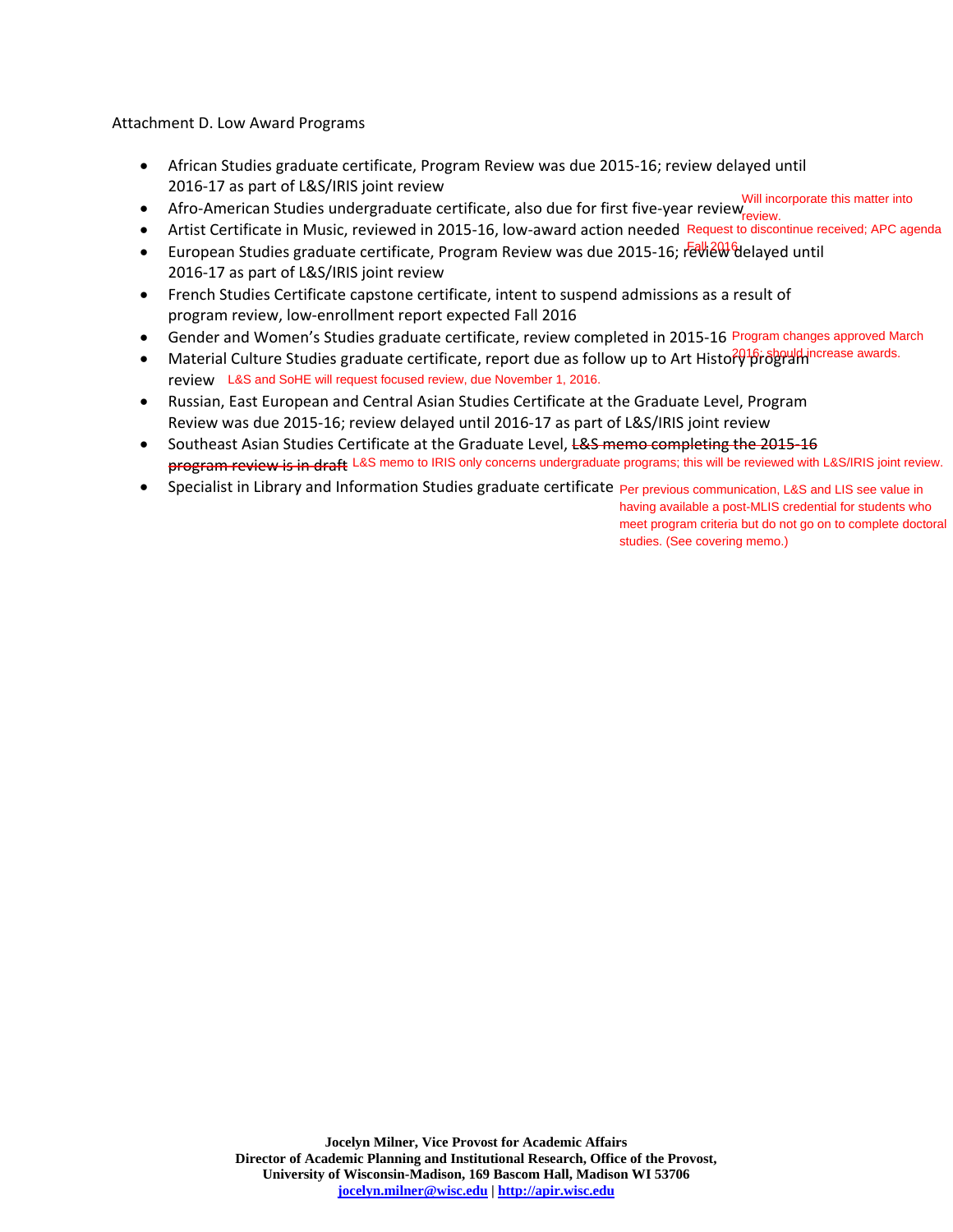Attachment D. Low Award Programs

- African Studies graduate certificate, Program Review was due 2015-16; review delayed until 2016-17 as part of L&S/IRIS joint review
- Afro-American Studies undergraduate certificate, also due for first five-year review Will incorporate this matter into review.
- Artist Certificate in Music, reviewed in 2015-16, low-award action needed Request to discontinue received; APC agenda Fall 2016
- European Studies graduate certificate, Program Review was due 2015-16; review delayed until 2016-17 as part of L&S/IRIS joint review
- French Studies Certificate capstone certificate, intent to suspend admissions as a result of program review, low-enrollment report expected Fall 2016
- Gender and Women's Studies graduate certificate, review completed in 2015-16 Program changes approved March 2016; should increase awards.
- Material Culture Studies graduate certificate, report due as follow up to Art History program review L&S and SoHE will request focused review, due November 1, 2016.
- Russian, East European and Central Asian Studies Certificate at the Graduate Level, Program Review was due 2015-16; review delayed until 2016-17 as part of L&S/IRIS joint review
- Southeast Asian Studies Certificate at the Graduate Level, ~~L&S memo completing the 2015-16 program review is in draft~~ L&S memo to IRIS only concerns undergraduate programs; this will be reviewed with L&S/IRIS joint review.
- Specialist in Library and Information Studies graduate certificate Per previous communication, L&S and LIS see value in having available a post-MLIS credential for students who meet program criteria but do not go on to complete doctoral studies. (See covering memo.)

**Jocelyn Milner, Vice Provost for Academic Affairs**
**Director of Academic Planning and Institutional Research, Office of the Provost,**
**University of Wisconsin-Madison, 169 Bascom Hall, Madison WI 53706**
**jocelyn.milner@wisc.edu | http://apir.wisc.edu**